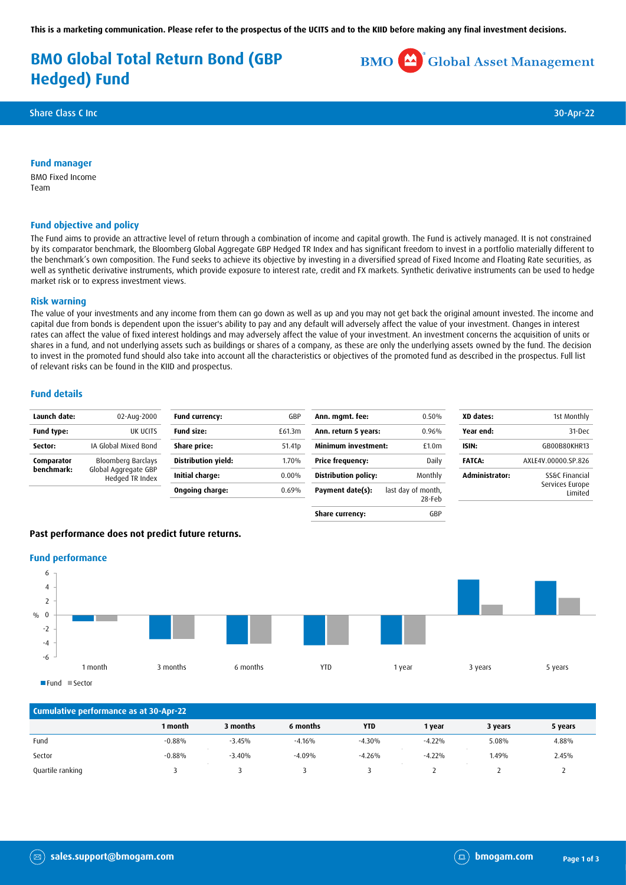This is a marketing communication. Please refer to the prospectus of the UCITS and to the KIID before making any final investment decisions.

# BMO Global Total Return Bond (GBP Hedged) Fund

Share Class C Inc — 30-Apr-22

## Fund manager

BMO Fixed Income Team

## Fund objective and policy

The Fund aims to provide an attractive level of return through a combination of income and capital growth. The Fund is actively managed. It is not constrained by its comparator benchmark, the Bloomberg Global Aggregate GBP Hedged TR Index and has significant freedom to invest in a portfolio materially different to the benchmark's own composition. The Fund seeks to achieve its objective by investing in a diversified spread of Fixed Income and Floating Rate securities, as well as synthetic derivative instruments, which provide exposure to interest rate, credit and FX markets. Synthetic derivative instruments can be used to hedge market risk or to express investment views.

## Risk warning

The value of your investments and any income from them can go down as well as up and you may not get back the original amount invested. The income and capital due from bonds is dependent upon the issuer's ability to pay and any default will adversely affect the value of your investment. Changes in interest rates can affect the value of fixed interest holdings and may adversely affect the value of your investment. An investment concerns the acquisition of units or shares in a fund, and not underlying assets such as buildings or shares of a company, as these are only the underlying assets owned by the fund. The decision to invest in the promoted fund should also take into account all the characteristics or objectives of the promoted fund as described in the prospectus. Full list of relevant risks can be found in the KIID and prospectus.

## Fund details

| | |
|---|---|
| **Launch date:** | 02-Aug-2000 |
| **Fund type:** | UK UCITS |
| **Sector:** | IA Global Mixed Bond |
| **Comparator benchmark:** | Bloomberg Barclays Global Aggregate GBP Hedged TR Index |

| | |
|---|---|
| **Fund currency:** | GBP |
| **Fund size:** | £61.3m |
| **Share price:** | 51.41p |
| **Distribution yield:** | 1.70% |
| **Initial charge:** | 0.00% |
| **Ongoing charge:** | 0.69% |

| | |
|---|---|
| **Ann. mgmt. fee:** | 0.50% |
| **Ann. return 5 years:** | 0.96% |
| **Minimum investment:** | £1.0m |
| **Price frequency:** | Daily |
| **Distribution policy:** | Monthly |
| **Payment date(s):** | last day of month, 28-Feb |
| **Share currency:** | GBP |

| | |
|---|---|
| **XD dates:** | 1st Monthly |
| **Year end:** | 31-Dec |
| **ISIN:** | GB00B80KHR13 |
| **FATCA:** | AXLE4V.00000.SP.826 |
| **Administrator:** | SS&C Financial Services Europe Limited |

**Past performance does not predict future returns.**

## Fund performance

Fund ■ Sector

## Cumulative performance as at 30-Apr-22

| | 1 month | 3 months | 6 months | YTD | 1 year | 3 years | 5 years |
|---|---|---|---|---|---|---|---|
| Fund | -0.88% | -3.45% | -4.16% | -4.30% | -4.22% | 5.08% | 4.88% |
| Sector | -0.88% | -3.40% | -4.09% | -4.26% | -4.22% | 1.49% | 2.45% |
| Quartile ranking | 3 | 3 | 3 | 3 | 2 | 2 | 2 |

sales.support@bmogam.com — bmogam.com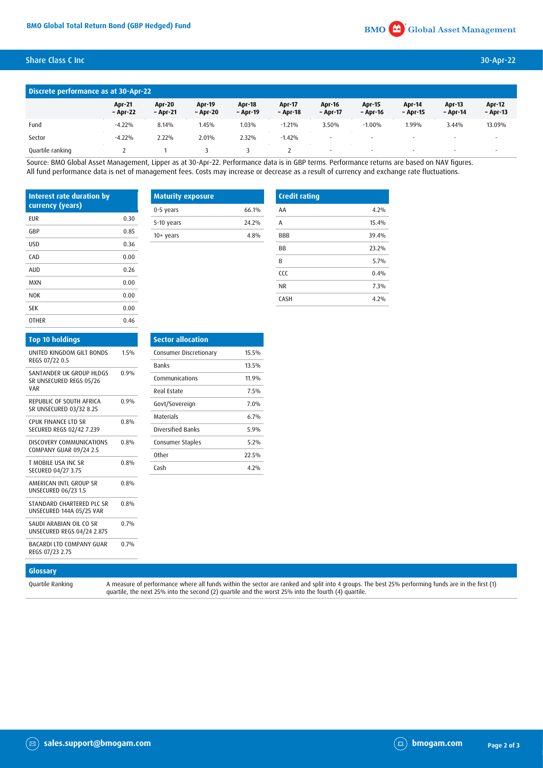## BMO Global Total Return Bond (GBP Hedged) Fund

### Share Class C Inc

30-Apr-22

### Discrete performance as at 30-Apr-22

| | Apr-21 – Apr-22 | Apr-20 – Apr-21 | Apr-19 – Apr-20 | Apr-18 – Apr-19 | Apr-17 – Apr-18 | Apr-16 – Apr-17 | Apr-15 – Apr-16 | Apr-14 – Apr-15 | Apr-13 – Apr-14 | Apr-12 – Apr-13 |
|---|---|---|---|---|---|---|---|---|---|---|
| Fund | -4.22% | 8.14% | 1.45% | 1.03% | -1.21% | 3.50% | -1.00% | 1.99% | 3.44% | 13.09% |
| Sector | -4.22% | 2.22% | 2.01% | 2.32% | -1.42% | - | - | - | - | - |
| Quartile ranking | 2 | 1 | 3 | 3 | 2 | - | - | - | - | - |

Source: BMO Global Asset Management, Lipper as at 30-Apr-22. Performance data is in GBP terms. Performance returns are based on NAV figures. All fund performance data is net of management fees. Costs may increase or decrease as a result of currency and exchange rate fluctuations.

### Interest rate duration by currency (years)

| | |
|---|---|
| EUR | 0.30 |
| GBP | 0.85 |
| USD | 0.36 |
| CAD | 0.00 |
| AUD | 0.26 |
| MXN | 0.00 |
| NOK | 0.00 |
| SEK | 0.00 |
| OTHER | 0.46 |

### Maturity exposure

| | |
|---|---|
| 0-5 years | 66.1% |
| 5-10 years | 24.2% |
| 10+ years | 4.8% |

### Credit rating

| | |
|---|---|
| AA | 4.2% |
| A | 15.4% |
| BBB | 39.4% |
| BB | 23.2% |
| B | 5.7% |
| CCC | 0.4% |
| NR | 7.3% |
| CASH | 4.2% |

### Top 10 holdings

| | |
|---|---|
| UNITED KINGDOM GILT BONDS REGS 07/22 0.5 | 1.5% |
| SANTANDER UK GROUP HLDGS SR UNSECURED REGS 05/26 VAR | 0.9% |
| REPUBLIC OF SOUTH AFRICA SR UNSECURED 03/32 8.25 | 0.9% |
| CPUK FINANCE LTD SR SECURED REGS 02/42 7.239 | 0.8% |
| DISCOVERY COMMUNICATIONS COMPANY GUAR 09/24 2.5 | 0.8% |
| T MOBILE USA INC SR SECURED 04/27 3.75 | 0.8% |
| AMERICAN INTL GROUP SR UNSECURED 06/23 1.5 | 0.8% |
| STANDARD CHARTERED PLC SR UNSECURED 144A 05/25 VAR | 0.8% |
| SAUDI ARABIAN OIL CO SR UNSECURED REGS 04/24 2.875 | 0.7% |
| BACARDI LTD COMPANY GUAR REGS 07/23 2.75 | 0.7% |

### Sector allocation

| | |
|---|---|
| Consumer Discretionary | 15.5% |
| Banks | 13.5% |
| Communications | 11.9% |
| Real Estate | 7.5% |
| Govt/Sovereign | 7.0% |
| Materials | 6.7% |
| Diversified Banks | 5.9% |
| Consumer Staples | 5.2% |
| Other | 22.5% |
| Cash | 4.2% |

### Glossary

| | |
|---|---|
| Quartile Ranking | A measure of performance where all funds within the sector are ranked and split into 4 groups. The best 25% performing funds are in the first (1) quartile, the next 25% into the second (2) quartile and the worst 25% into the fourth (4) quartile. |

sales.support@bmogam.com

bmogam.com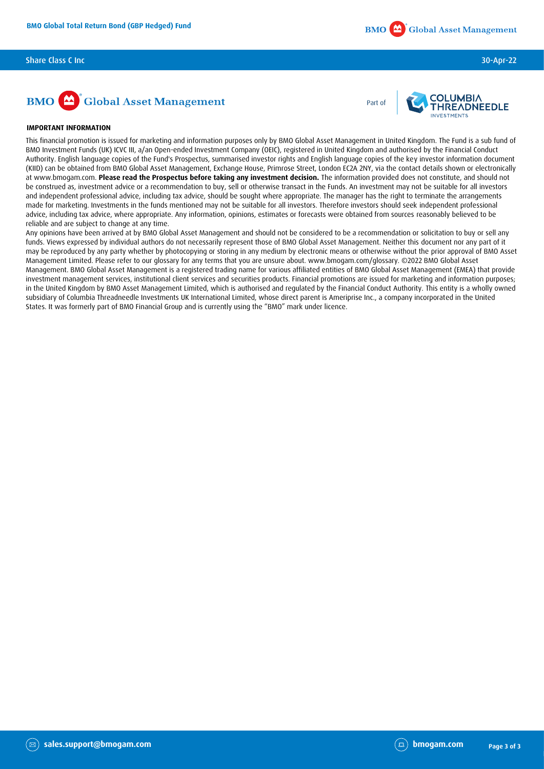**IMPORTANT INFORMATION**

This financial promotion is issued for marketing and information purposes only by BMO Global Asset Management in United Kingdom. The Fund is a sub fund of BMO Investment Funds (UK) ICVC III, a/an Open-ended Investment Company (OEIC), registered in United Kingdom and authorised by the Financial Conduct Authority. English language copies of the Fund's Prospectus, summarised investor rights and English language copies of the key investor information document (KIID) can be obtained from BMO Global Asset Management, Exchange House, Primrose Street, London EC2A 2NY, via the contact details shown or electronically at www.bmogam.com. **Please read the Prospectus before taking any investment decision.** The information provided does not constitute, and should not be construed as, investment advice or a recommendation to buy, sell or otherwise transact in the Funds. An investment may not be suitable for all investors and independent professional advice, including tax advice, should be sought where appropriate. The manager has the right to terminate the arrangements made for marketing. Investments in the funds mentioned may not be suitable for all investors. Therefore investors should seek independent professional advice, including tax advice, where appropriate. Any information, opinions, estimates or forecasts were obtained from sources reasonably believed to be reliable and are subject to change at any time.

Any opinions have been arrived at by BMO Global Asset Management and should not be considered to be a recommendation or solicitation to buy or sell any funds. Views expressed by individual authors do not necessarily represent those of BMO Global Asset Management. Neither this document nor any part of it may be reproduced by any party whether by photocopying or storing in any medium by electronic means or otherwise without the prior approval of BMO Asset Management Limited. Please refer to our glossary for any terms that you are unsure about. www.bmogam.com/glossary. ©2022 BMO Global Asset Management. BMO Global Asset Management is a registered trading name for various affiliated entities of BMO Global Asset Management (EMEA) that provide investment management services, institutional client services and securities products. Financial promotions are issued for marketing and information purposes; in the United Kingdom by BMO Asset Management Limited, which is authorised and regulated by the Financial Conduct Authority. This entity is a wholly owned subsidiary of Columbia Threadneedle Investments UK International Limited, whose direct parent is Ameriprise Inc., a company incorporated in the United States. It was formerly part of BMO Financial Group and is currently using the "BMO" mark under licence.